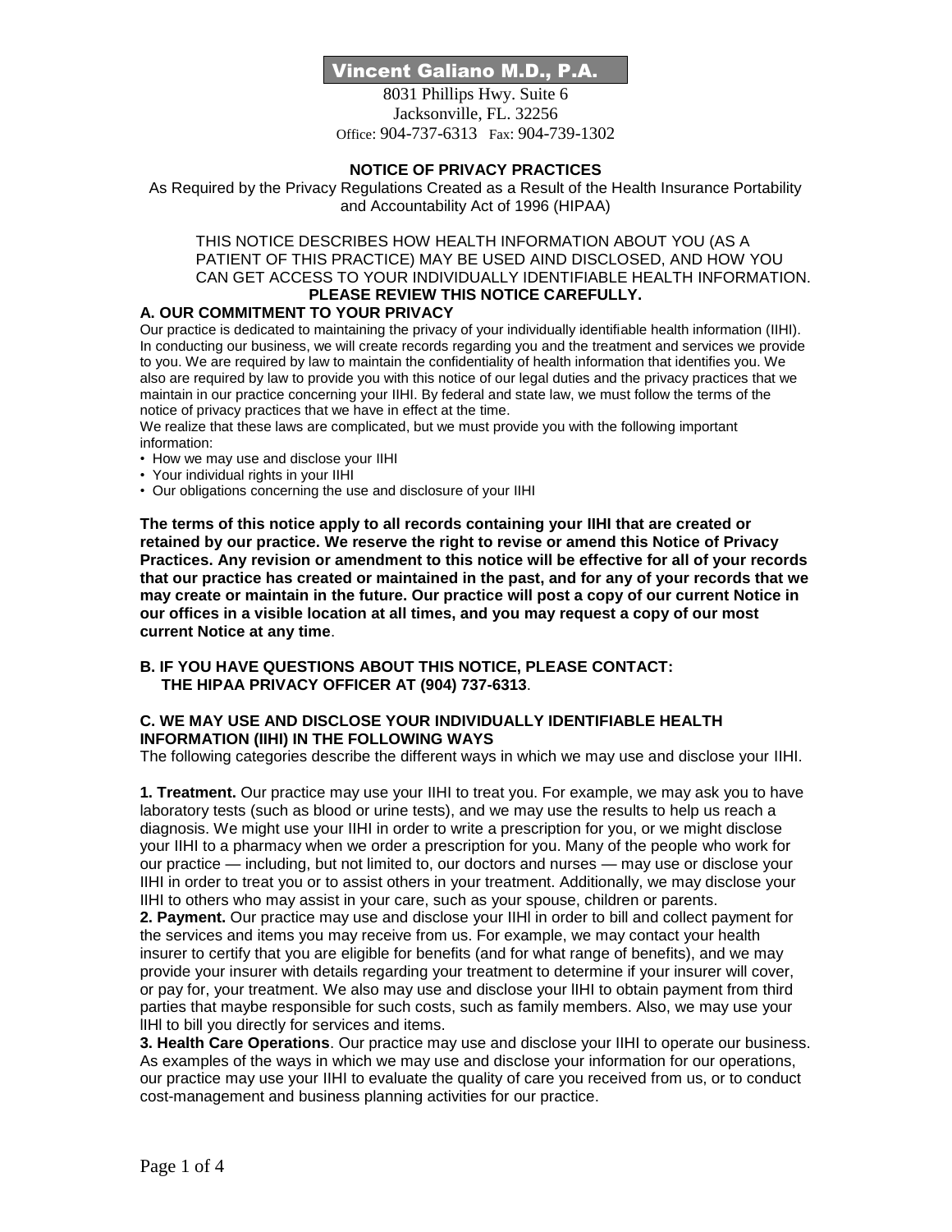# Vincent Galiano M.D., P.A.

8031 Phillips Hwy. Suite 6
Jacksonville, FL. 32256
Office: 904-737-6313 Fax: 904-739-1302

## NOTICE OF PRIVACY PRACTICES

As Required by the Privacy Regulations Created as a Result of the Health Insurance Portability and Accountability Act of 1996 (HIPAA)

THIS NOTICE DESCRIBES HOW HEALTH INFORMATION ABOUT YOU (AS A PATIENT OF THIS PRACTICE) MAY BE USED AIND DISCLOSED, AND HOW YOU CAN GET ACCESS TO YOUR INDIVIDUALLY IDENTIFIABLE HEALTH INFORMATION.

**PLEASE REVIEW THIS NOTICE CAREFULLY.**

### A. OUR COMMITMENT TO YOUR PRIVACY

Our practice is dedicated to maintaining the privacy of your individually identifiable health information (IIHI). In conducting our business, we will create records regarding you and the treatment and services we provide to you. We are required by law to maintain the confidentiality of health information that identifies you. We also are required by law to provide you with this notice of our legal duties and the privacy practices that we maintain in our practice concerning your IIHI. By federal and state law, we must follow the terms of the notice of privacy practices that we have in effect at the time.

We realize that these laws are complicated, but we must provide you with the following important information:

- How we may use and disclose your IIHI
- Your individual rights in your IIHI
- Our obligations concerning the use and disclosure of your IIHI

**The terms of this notice apply to all records containing your IIHI that are created or retained by our practice. We reserve the right to revise or amend this Notice of Privacy Practices. Any revision or amendment to this notice will be effective for all of your records that our practice has created or maintained in the past, and for any of your records that we may create or maintain in the future. Our practice will post a copy of our current Notice in our offices in a visible location at all times, and you may request a copy of our most current Notice at any time**.

### B. IF YOU HAVE QUESTIONS ABOUT THIS NOTICE, PLEASE CONTACT: THE HIPAA PRIVACY OFFICER AT (904) 737-6313.

### C. WE MAY USE AND DISCLOSE YOUR INDIVIDUALLY IDENTIFIABLE HEALTH INFORMATION (IIHI) IN THE FOLLOWING WAYS

The following categories describe the different ways in which we may use and disclose your IIHI.

**1. Treatment.** Our practice may use your IIHI to treat you. For example, we may ask you to have laboratory tests (such as blood or urine tests), and we may use the results to help us reach a diagnosis. We might use your IIHI in order to write a prescription for you, or we might disclose your IIHI to a pharmacy when we order a prescription for you. Many of the people who work for our practice — including, but not limited to, our doctors and nurses — may use or disclose your IIHI in order to treat you or to assist others in your treatment. Additionally, we may disclose your IIHI to others who may assist in your care, such as your spouse, children or parents.

**2. Payment.** Our practice may use and disclose your IIHl in order to bill and collect payment for the services and items you may receive from us. For example, we may contact your health insurer to certify that you are eligible for benefits (and for what range of benefits), and we may provide your insurer with details regarding your treatment to determine if your insurer will cover, or pay for, your treatment. We also may use and disclose your lIHI to obtain payment from third parties that maybe responsible for such costs, such as family members. Also, we may use your lIHl to bill you directly for services and items.

**3. Health Care Operations**. Our practice may use and disclose your IIHI to operate our business. As examples of the ways in which we may use and disclose your information for our operations, our practice may use your IIHI to evaluate the quality of care you received from us, or to conduct cost-management and business planning activities for our practice.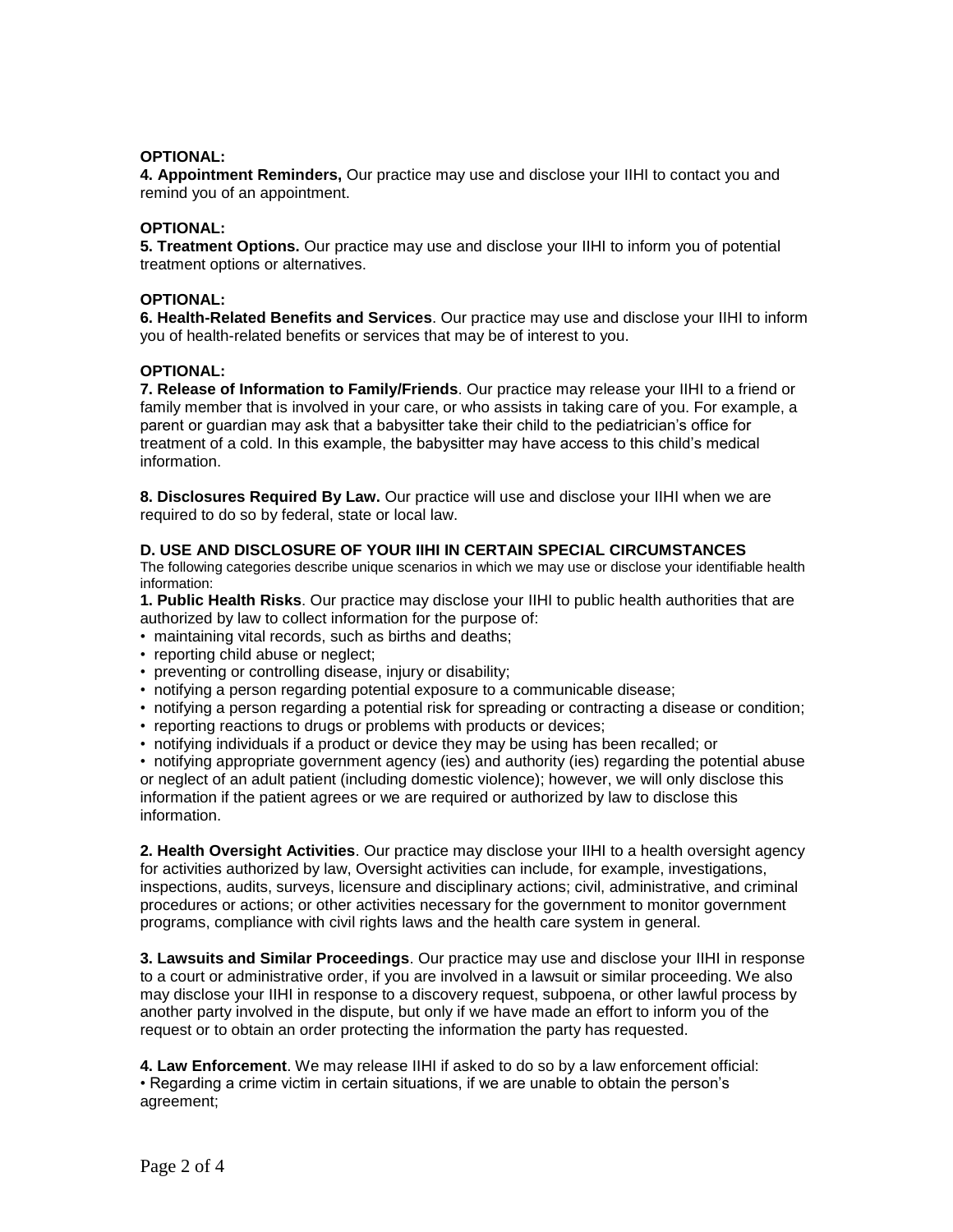**OPTIONAL:**
**4. Appointment Reminders,** Our practice may use and disclose your IIHI to contact you and remind you of an appointment.

**OPTIONAL:**
**5. Treatment Options.** Our practice may use and disclose your IIHI to inform you of potential treatment options or alternatives.

**OPTIONAL:**
**6. Health-Related Benefits and Services**. Our practice may use and disclose your IIHI to inform you of health-related benefits or services that may be of interest to you.

**OPTIONAL:**
**7. Release of Information to Family/Friends**. Our practice may release your IIHI to a friend or family member that is involved in your care, or who assists in taking care of you. For example, a parent or guardian may ask that a babysitter take their child to the pediatrician's office for treatment of a cold. In this example, the babysitter may have access to this child's medical information.

**8. Disclosures Required By Law.** Our practice will use and disclose your IIHI when we are required to do so by federal, state or local law.

**D. USE AND DISCLOSURE OF YOUR IIHI IN CERTAIN SPECIAL CIRCUMSTANCES**

The following categories describe unique scenarios in which we may use or disclose your identifiable health information:

**1. Public Health Risks**. Our practice may disclose your IIHI to public health authorities that are authorized by law to collect information for the purpose of:

- maintaining vital records, such as births and deaths;
- reporting child abuse or neglect;
- preventing or controlling disease, injury or disability;
- notifying a person regarding potential exposure to a communicable disease;
- notifying a person regarding a potential risk for spreading or contracting a disease or condition;
- reporting reactions to drugs or problems with products or devices;
- notifying individuals if a product or device they may be using has been recalled; or
- notifying appropriate government agency (ies) and authority (ies) regarding the potential abuse or neglect of an adult patient (including domestic violence); however, we will only disclose this information if the patient agrees or we are required or authorized by law to disclose this information.

**2. Health Oversight Activities**. Our practice may disclose your IIHI to a health oversight agency for activities authorized by law, Oversight activities can include, for example, investigations, inspections, audits, surveys, licensure and disciplinary actions; civil, administrative, and criminal procedures or actions; or other activities necessary for the government to monitor government programs, compliance with civil rights laws and the health care system in general.

**3. Lawsuits and Similar Proceedings**. Our practice may use and disclose your IIHI in response to a court or administrative order, if you are involved in a lawsuit or similar proceeding. We also may disclose your IIHI in response to a discovery request, subpoena, or other lawful process by another party involved in the dispute, but only if we have made an effort to inform you of the request or to obtain an order protecting the information the party has requested.

**4. Law Enforcement**. We may release IIHI if asked to do so by a law enforcement official:

- Regarding a crime victim in certain situations, if we are unable to obtain the person's agreement;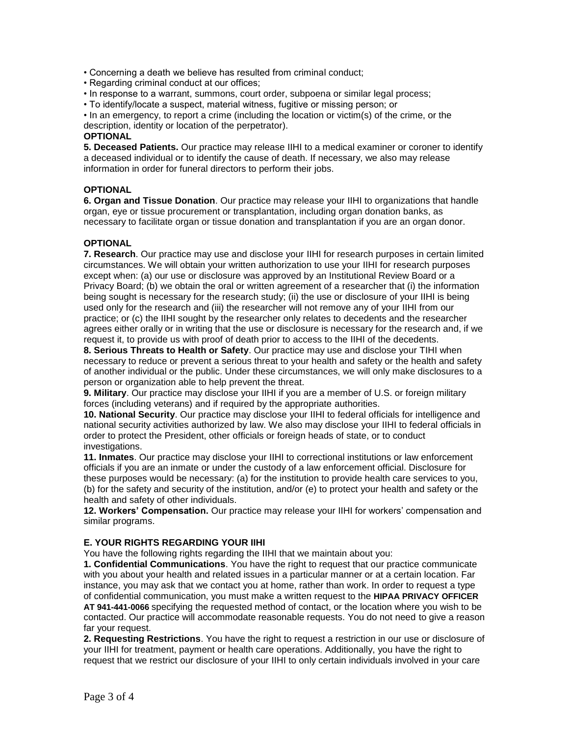- Concerning a death we believe has resulted from criminal conduct;
- Regarding criminal conduct at our offices;
- In response to a warrant, summons, court order, subpoena or similar legal process;
- To identify/locate a suspect, material witness, fugitive or missing person; or
- In an emergency, to report a crime (including the location or victim(s) of the crime, or the description, identity or location of the perpetrator).

**OPTIONAL**

**5. Deceased Patients.** Our practice may release IIHI to a medical examiner or coroner to identify a deceased individual or to identify the cause of death. If necessary, we also may release information in order for funeral directors to perform their jobs.

**OPTIONAL**

**6. Organ and Tissue Donation**. Our practice may release your IIHI to organizations that handle organ, eye or tissue procurement or transplantation, including organ donation banks, as necessary to facilitate organ or tissue donation and transplantation if you are an organ donor.

**OPTIONAL**

**7. Research**. Our practice may use and disclose your IIHI for research purposes in certain limited circumstances. We will obtain your written authorization to use your IIHI for research purposes except when: (a) our use or disclosure was approved by an Institutional Review Board or a Privacy Board; (b) we obtain the oral or written agreement of a researcher that (i) the information being sought is necessary for the research study; (ii) the use or disclosure of your IIHI is being used only for the research and (iii) the researcher will not remove any of your IIHI from our practice; or (c) the IIHI sought by the researcher only relates to decedents and the researcher agrees either orally or in writing that the use or disclosure is necessary for the research and, if we request it, to provide us with proof of death prior to access to the IIHI of the decedents.

**8. Serious Threats to Health or Safety**. Our practice may use and disclose your TIHI when necessary to reduce or prevent a serious threat to your health and safety or the health and safety of another individual or the public. Under these circumstances, we will only make disclosures to a person or organization able to help prevent the threat.

**9. Military**. Our practice may disclose your IIHI if you are a member of U.S. or foreign military forces (including veterans) and if required by the appropriate authorities.

**10. National Security**. Our practice may disclose your IIHI to federal officials for intelligence and national security activities authorized by law. We also may disclose your IIHI to federal officials in order to protect the President, other officials or foreign heads of state, or to conduct investigations.

**11. Inmates**. Our practice may disclose your IIHI to correctional institutions or law enforcement officials if you are an inmate or under the custody of a law enforcement official. Disclosure for these purposes would be necessary: (a) for the institution to provide health care services to you, (b) for the safety and security of the institution, and/or (e) to protect your health and safety or the health and safety of other individuals.

**12. Workers' Compensation.** Our practice may release your IIHI for workers' compensation and similar programs.

**E. YOUR RIGHTS REGARDING YOUR IIHI**

You have the following rights regarding the IIHI that we maintain about you:

**1. Confidential Communications**. You have the right to request that our practice communicate with you about your health and related issues in a particular manner or at a certain location. Far instance, you may ask that we contact you at home, rather than work. In order to request a type of confidential communication, you must make a written request to the **HIPAA PRIVACY OFFICER AT 941-441-0066** specifying the requested method of contact, or the location where you wish to be contacted. Our practice will accommodate reasonable requests. You do not need to give a reason far your request.

**2. Requesting Restrictions**. You have the right to request a restriction in our use or disclosure of your IIHI for treatment, payment or health care operations. Additionally, you have the right to request that we restrict our disclosure of your IIHI to only certain individuals involved in your care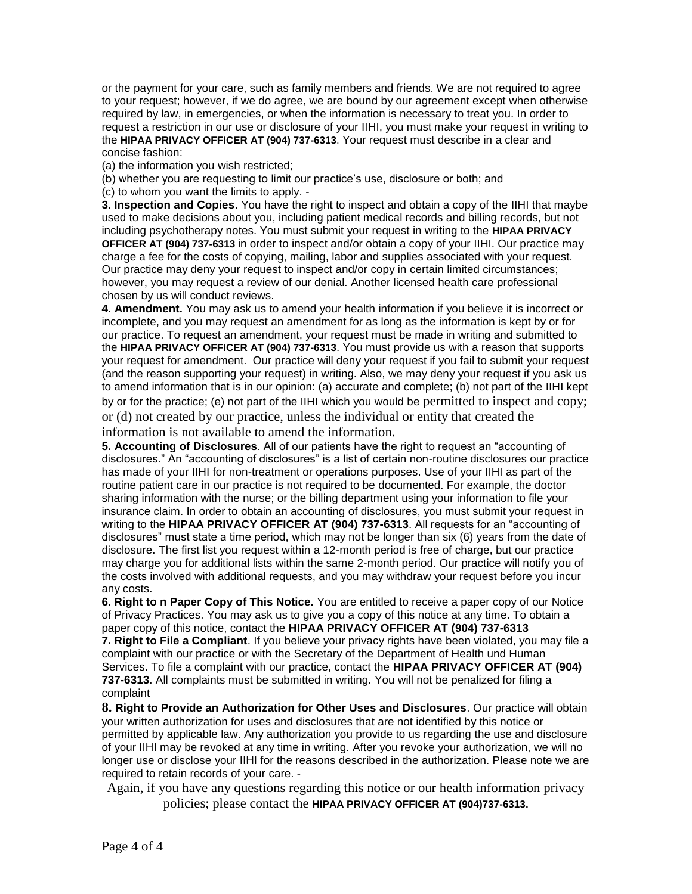or the payment for your care, such as family members and friends. We are not required to agree to your request; however, if we do agree, we are bound by our agreement except when otherwise required by law, in emergencies, or when the information is necessary to treat you. In order to request a restriction in our use or disclosure of your IIHI, you must make your request in writing to the **HIPAA PRIVACY OFFICER AT (904) 737-6313**. Your request must describe in a clear and concise fashion:

(a) the information you wish restricted;

(b) whether you are requesting to limit our practice's use, disclosure or both; and

(c) to whom you want the limits to apply. -

**3. Inspection and Copies**. You have the right to inspect and obtain a copy of the IIHI that maybe used to make decisions about you, including patient medical records and billing records, but not including psychotherapy notes. You must submit your request in writing to the **HIPAA PRIVACY OFFICER AT (904) 737-6313** in order to inspect and/or obtain a copy of your IIHI. Our practice may charge a fee for the costs of copying, mailing, labor and supplies associated with your request. Our practice may deny your request to inspect and/or copy in certain limited circumstances; however, you may request a review of our denial. Another licensed health care professional chosen by us will conduct reviews.

**4. Amendment.** You may ask us to amend your health information if you believe it is incorrect or incomplete, and you may request an amendment for as long as the information is kept by or for our practice. To request an amendment, your request must be made in writing and submitted to the **HIPAA PRIVACY OFFICER AT (904) 737-6313**. You must provide us with a reason that supports your request for amendment. Our practice will deny your request if you fail to submit your request (and the reason supporting your request) in writing. Also, we may deny your request if you ask us to amend information that is in our opinion: (a) accurate and complete; (b) not part of the IIHI kept by or for the practice; (e) not part of the IIHI which you would be permitted to inspect and copy; or (d) not created by our practice, unless the individual or entity that created the information is not available to amend the information.

**5. Accounting of Disclosures**. All of our patients have the right to request an "accounting of disclosures." An "accounting of disclosures" is a list of certain non-routine disclosures our practice has made of your IIHI for non-treatment or operations purposes. Use of your IIHI as part of the routine patient care in our practice is not required to be documented. For example, the doctor sharing information with the nurse; or the billing department using your information to file your insurance claim. In order to obtain an accounting of disclosures, you must submit your request in writing to the **HIPAA PRIVACY OFFICER AT (904) 737-6313**. All requests for an "accounting of disclosures" must state a time period, which may not be longer than six (6) years from the date of disclosure. The first list you request within a 12-month period is free of charge, but our practice may charge you for additional lists within the same 2-month period. Our practice will notify you of the costs involved with additional requests, and you may withdraw your request before you incur any costs.

**6. Right to n Paper Copy of This Notice.** You are entitled to receive a paper copy of our Notice of Privacy Practices. You may ask us to give you a copy of this notice at any time. To obtain a paper copy of this notice, contact the **HIPAA PRIVACY OFFICER AT (904) 737-6313**

**7. Right to File a Compliant**. If you believe your privacy rights have been violated, you may file a complaint with our practice or with the Secretary of the Department of Health und Human Services. To file a complaint with our practice, contact the **HIPAA PRIVACY OFFICER AT (904) 737-6313**. All complaints must be submitted in writing. You will not be penalized for filing a complaint

**8. Right to Provide an Authorization for Other Uses and Disclosures**. Our practice will obtain your written authorization for uses and disclosures that are not identified by this notice or permitted by applicable law. Any authorization you provide to us regarding the use and disclosure of your IIHI may be revoked at any time in writing. After you revoke your authorization, we will no longer use or disclose your IIHI for the reasons described in the authorization. Please note we are required to retain records of your care. -

Again, if you have any questions regarding this notice or our health information privacy policies; please contact the **HIPAA PRIVACY OFFICER AT (904)737-6313.**